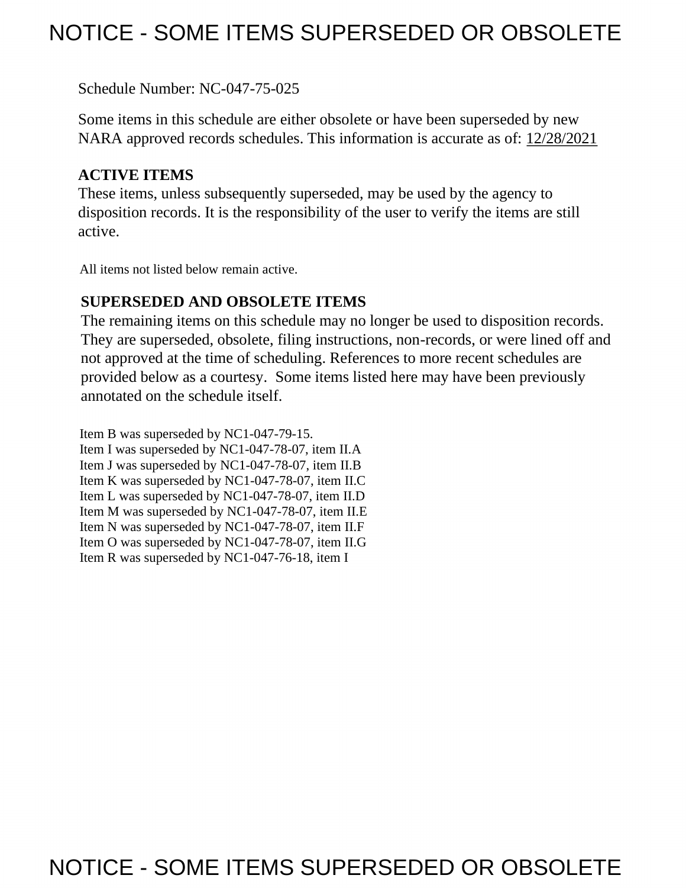# NOTICE - SOME ITEMS SUPERSEDED OR OBSOLETE

Schedule Number: NC-047-75-025

Some items in this schedule are either obsolete or have been superseded by new NARA approved records schedules. This information is accurate as of: 12/28/2021

**ACTIVE ITEMS**

These items, unless subsequently superseded, may be used by the agency to disposition records. It is the responsibility of the user to verify the items are still active.

All items not listed below remain active.

**SUPERSEDED AND OBSOLETE ITEMS**

The remaining items on this schedule may no longer be used to disposition records. They are superseded, obsolete, filing instructions, non-records, or were lined off and not approved at the time of scheduling. References to more recent schedules are provided below as a courtesy. Some items listed here may have been previously annotated on the schedule itself.

Item B was superseded by NC1-047-79-15.
Item I was superseded by NC1-047-78-07, item II.A
Item J was superseded by NC1-047-78-07, item II.B
Item K was superseded by NC1-047-78-07, item II.C
Item L was superseded by NC1-047-78-07, item II.D
Item M was superseded by NC1-047-78-07, item II.E
Item N was superseded by NC1-047-78-07, item II.F
Item O was superseded by NC1-047-78-07, item II.G
Item R was superseded by NC1-047-76-18, item I

NOTICE - SOME ITEMS SUPERSEDED OR OBSOLETE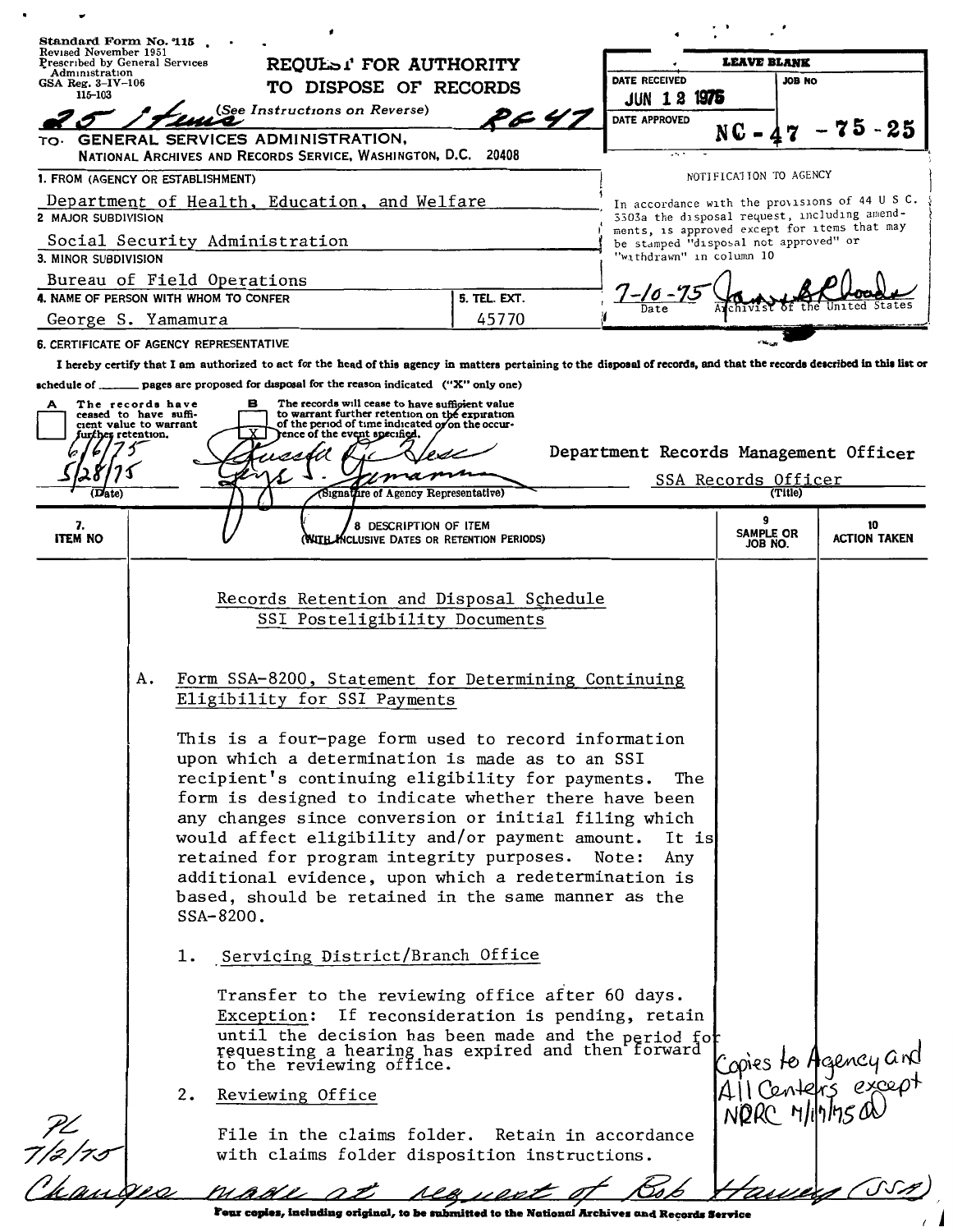Standard Form No. 115
Revised November 1951
Prescribed by General Services Administration
GSA Reg. 3-IV-106
115-103

# REQUEST FOR AUTHORITY TO DISPOSE OF RECORDS

(See Instructions on Reverse)

25 Items    RG 47

TO: GENERAL SERVICES ADMINISTRATION,
NATIONAL ARCHIVES AND RECORDS SERVICE, WASHINGTON, D.C. 20408

| LEAVE BLANK | |
|---|---|
| DATE RECEIVED: JUN 12 1975 | JOB NO |
| DATE APPROVED | NC - 47 - 75 - 25 |

NOTIFICATION TO AGENCY

In accordance with the provisions of 44 U S C. 3303a the disposal request, including amendments, is approved except for items that may be stamped "disposal not approved" or "withdrawn" in column 10

7-10-75 — Date — Archivist of the United States

1. FROM (AGENCY OR ESTABLISHMENT)
Department of Health, Education, and Welfare

2. MAJOR SUBDIVISION
Social Security Administration

3. MINOR SUBDIVISION
Bureau of Field Operations

4. NAME OF PERSON WITH WHOM TO CONFER
George S. Yamamura

5. TEL. EXT.
45770

6. CERTIFICATE OF AGENCY REPRESENTATIVE

I hereby certify that I am authorized to act for the head of this agency in matters pertaining to the disposal of records, and that the records described in this list or schedule of ______ pages are proposed for disposal for the reason indicated ("X" only one)

A [ ] The records have ceased to have sufficient value to warrant further retention.

B [X] The records will cease to have sufficient value to warrant further retention on the expiration of the period of time indicated or on the occurrence of the event specified.

| (Date) | (Signature of Agency Representative) | (Title) |
|---|---|---|
| 6/6/75 | Russell G. Hess | Department Records Management Officer |
| 5/28/75 | George S. Yamamura | SSA Records Officer |

| 7. ITEM NO | 8. DESCRIPTION OF ITEM (WITH INCLUSIVE DATES OR RETENTION PERIODS) | 9. SAMPLE OR JOB NO. | 10. ACTION TAKEN |
|---|---|---|---|

Records Retention and Disposal Schedule
SSI Posteligibility Documents

A. Form SSA-8200, Statement for Determining Continuing Eligibility for SSI Payments

This is a four-page form used to record information upon which a determination is made as to an SSI recipient's continuing eligibility for payments. The form is designed to indicate whether there have been any changes since conversion or initial filing which would affect eligibility and/or payment amount. It is retained for program integrity purposes. Note: Any additional evidence, upon which a redetermination is based, should be retained in the same manner as the SSA-8200.

1. Servicing District/Branch Office

   Transfer to the reviewing office after 60 days. Exception: If reconsideration is pending, retain until the decision has been made and the period for requesting a hearing has expired and then forward to the reviewing office.

2. Reviewing Office

   File in the claims folder. Retain in accordance with claims folder disposition instructions.

Copies to Agency and All Centers except NRRC 7/17/75

PL 7/2/75

Changes made at request of Bob Harvey (SSA)

Four copies, including original, to be submitted to the National Archives and Records Service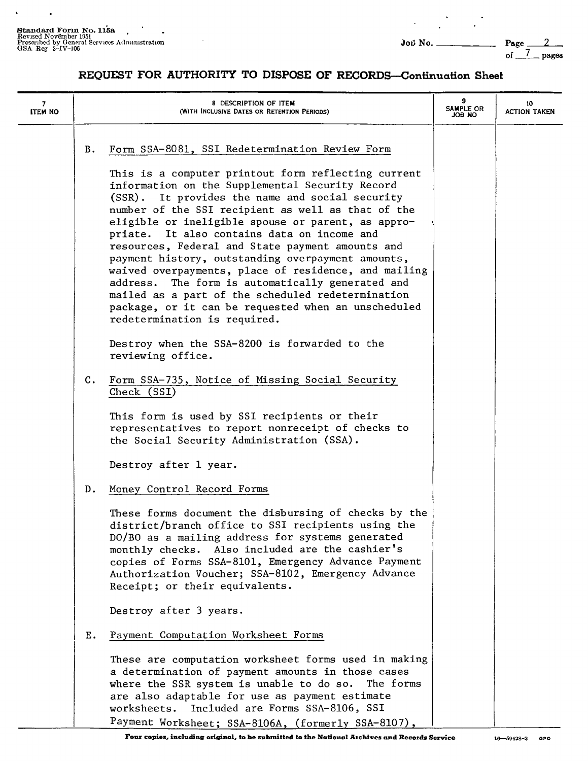## REQUEST FOR AUTHORITY TO DISPOSE OF RECORDS—Continuation Sheet

| 7 ITEM NO | 8 DESCRIPTION OF ITEM (WITH INCLUSIVE DATES OR RETENTION PERIODS) | 9 SAMPLE OR JOB NO | 10 ACTION TAKEN |
|---|---|---|---|

B. Form SSA-8081, SSI Redetermination Review Form

This is a computer printout form reflecting current information on the Supplemental Security Record (SSR). It provides the name and social security number of the SSI recipient as well as that of the eligible or ineligible spouse or parent, as appropriate. It also contains data on income and resources, Federal and State payment amounts and payment history, outstanding overpayment amounts, waived overpayments, place of residence, and mailing address. The form is automatically generated and mailed as a part of the scheduled redetermination package, or it can be requested when an unscheduled redetermination is required.

Destroy when the SSA-8200 is forwarded to the reviewing office.

C. Form SSA-735, Notice of Missing Social Security Check (SSI)

This form is used by SSI recipients or their representatives to report nonreceipt of checks to the Social Security Administration (SSA).

Destroy after 1 year.

D. Money Control Record Forms

These forms document the disbursing of checks by the district/branch office to SSI recipients using the DO/BO as a mailing address for systems generated monthly checks. Also included are the cashier's copies of Forms SSA-8101, Emergency Advance Payment Authorization Voucher; SSA-8102, Emergency Advance Receipt; or their equivalents.

Destroy after 3 years.

E. Payment Computation Worksheet Forms

These are computation worksheet forms used in making a determination of payment amounts in those cases where the SSR system is unable to do so. The forms are also adaptable for use as payment estimate worksheets. Included are Forms SSA-8106, SSI Payment Worksheet; SSA-8106A, (formerly SSA-8107),

Four copies, including original, to be submitted to the National Archives and Records Service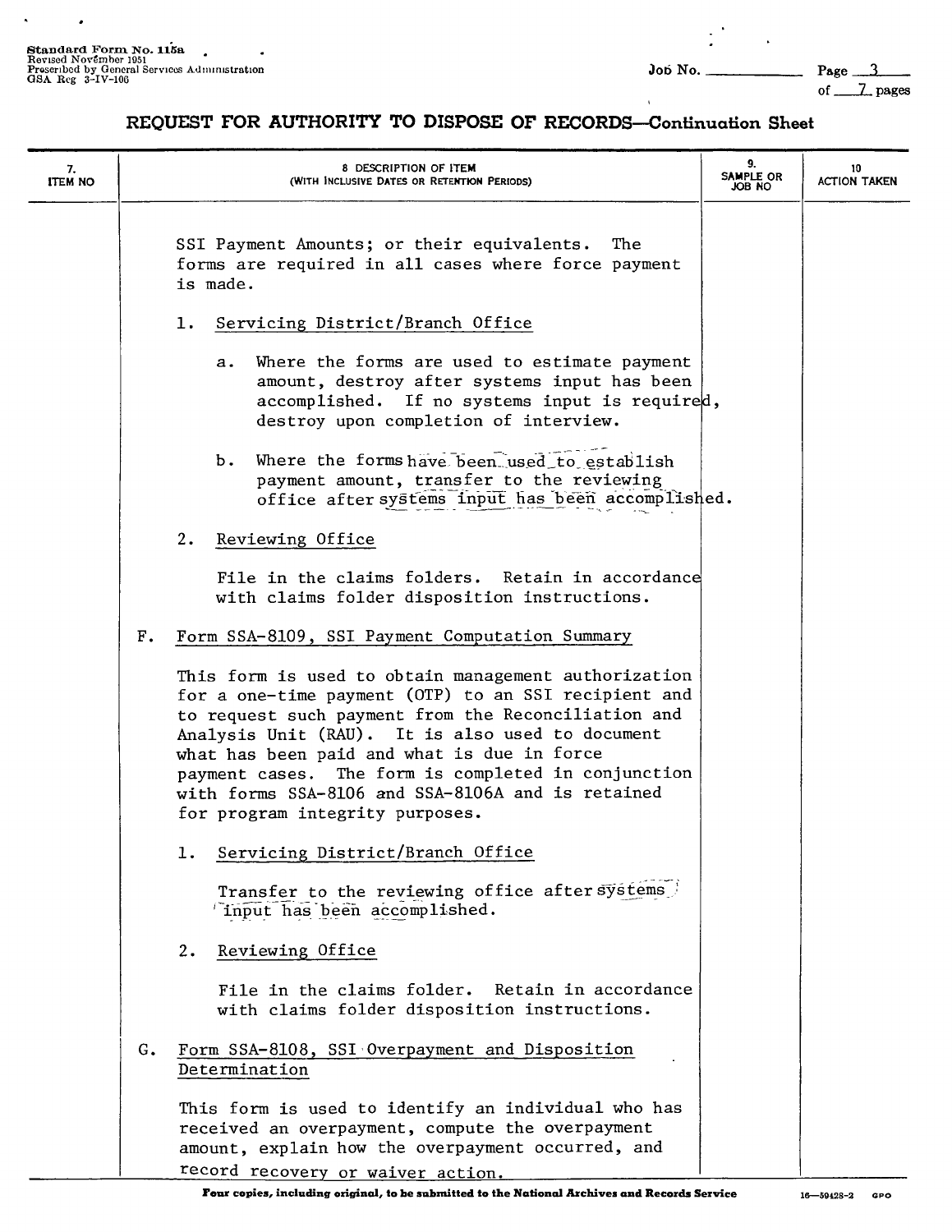# REQUEST FOR AUTHORITY TO DISPOSE OF RECORDS—Continuation Sheet

| 7. ITEM NO | 8. DESCRIPTION OF ITEM (WITH INCLUSIVE DATES OR RETENTION PERIODS) | 9. SAMPLE OR JOB NO | 10 ACTION TAKEN |
|---|---|---|---|

SSI Payment Amounts; or their equivalents. The forms are required in all cases where force payment is made.

1. Servicing District/Branch Office

    a. Where the forms are used to estimate payment amount, destroy after systems input has been accomplished. If no systems input is required, destroy upon completion of interview.

    b. Where the forms have been used to establish payment amount, transfer to the reviewing office after systems input has been accomplished.

2. Reviewing Office

    File in the claims folders. Retain in accordance with claims folder disposition instructions.

F. Form SSA-8109, SSI Payment Computation Summary

This form is used to obtain management authorization for a one-time payment (OTP) to an SSI recipient and to request such payment from the Reconciliation and Analysis Unit (RAU). It is also used to document what has been paid and what is due in force payment cases. The form is completed in conjunction with forms SSA-8106 and SSA-8106A and is retained for program integrity purposes.

1. Servicing District/Branch Office

    Transfer to the reviewing office after systems input has been accomplished.

2. Reviewing Office

    File in the claims folder. Retain in accordance with claims folder disposition instructions.

G. Form SSA-8108, SSI Overpayment and Disposition Determination

This form is used to identify an individual who has received an overpayment, compute the overpayment amount, explain how the overpayment occurred, and record recovery or waiver action.

Four copies, including original, to be submitted to the National Archives and Records Service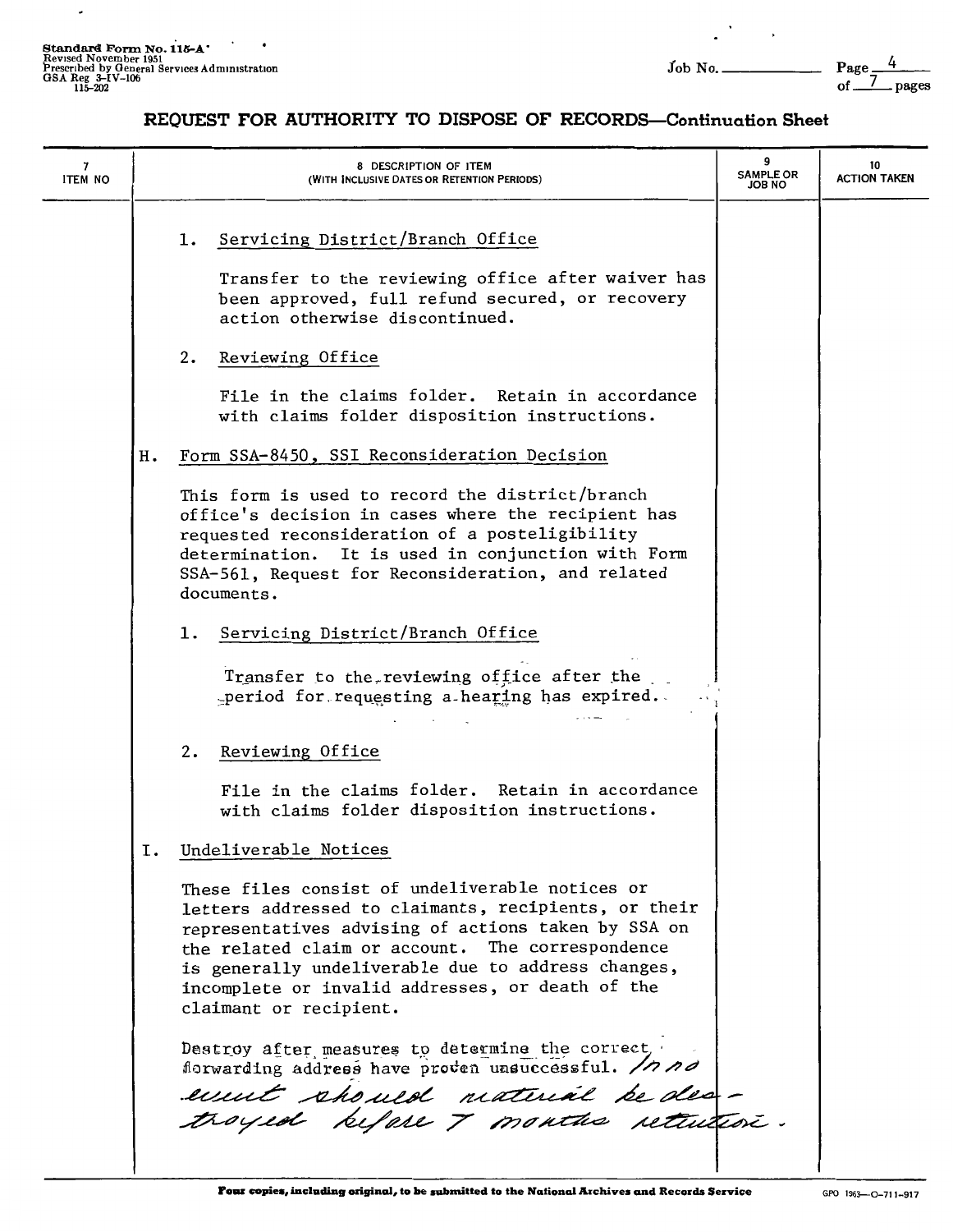Standard Form No. 115-A
Revised November 1951
Prescribed by General Services Administration
GSA Reg 3-IV-106
115-202

Job No. ______ Page 4 of 7 pages

## REQUEST FOR AUTHORITY TO DISPOSE OF RECORDS—Continuation Sheet

| 7 ITEM NO | 8 DESCRIPTION OF ITEM (WITH INCLUSIVE DATES OR RETENTION PERIODS) | 9 SAMPLE OR JOB NO | 10 ACTION TAKEN |
|---|---|---|---|

1. Servicing District/Branch Office

   Transfer to the reviewing office after waiver has been approved, full refund secured, or recovery action otherwise discontinued.

2. Reviewing Office

   File in the claims folder. Retain in accordance with claims folder disposition instructions.

H. Form SSA-8450, SSI Reconsideration Decision

This form is used to record the district/branch office's decision in cases where the recipient has requested reconsideration of a posteligibility determination. It is used in conjunction with Form SSA-561, Request for Reconsideration, and related documents.

1. Servicing District/Branch Office

   Transfer to the reviewing office after the period for requesting a hearing has expired.

2. Reviewing Office

   File in the claims folder. Retain in accordance with claims folder disposition instructions.

I. Undeliverable Notices

These files consist of undeliverable notices or letters addressed to claimants, recipients, or their representatives advising of actions taken by SSA on the related claim or account. The correspondence is generally undeliverable due to address changes, incomplete or invalid addresses, or death of the claimant or recipient.

Destroy after measures to determine the correct forwarding address have proven unsuccessful. In no event should material be destroyed before 7 months retention.

Four copies, including original, to be submitted to the National Archives and Records Service

GPO 1963—O-711-917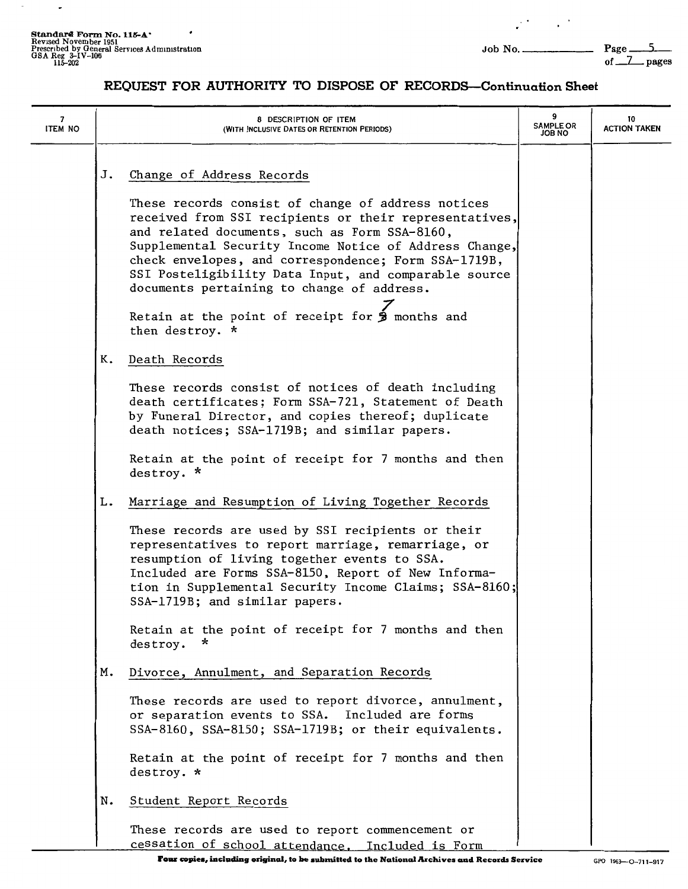Standard Form No. 115-A
Revised November 1951
Prescribed by General Services Administration
GSA Reg 3-IV-106
115-202

Job No. ______ Page 5 of 7 pages

# REQUEST FOR AUTHORITY TO DISPOSE OF RECORDS—Continuation Sheet

| 7 ITEM NO | 8 DESCRIPTION OF ITEM (WITH INCLUSIVE DATES OR RETENTION PERIODS) | 9 SAMPLE OR JOB NO | 10 ACTION TAKEN |
|---|---|---|---|
| | J. Change of Address Records<br><br>These records consist of change of address notices received from SSI recipients or their representatives, and related documents, such as Form SSA-8160, Supplemental Security Income Notice of Address Change, check envelopes, and correspondence; Form SSA-1719B, SSI Posteligibility Data Input, and comparable source documents pertaining to change of address.<br><br>Retain at the point of receipt for 7 months and then destroy. * | | |
| | K. Death Records<br><br>These records consist of notices of death including death certificates; Form SSA-721, Statement of Death by Funeral Director, and copies thereof; duplicate death notices; SSA-1719B; and similar papers.<br><br>Retain at the point of receipt for 7 months and then destroy. * | | |
| | L. Marriage and Resumption of Living Together Records<br><br>These records are used by SSI recipients or their representatives to report marriage, remarriage, or resumption of living together events to SSA. Included are Forms SSA-8150, Report of New Information in Supplemental Security Income Claims; SSA-8160; SSA-1719B; and similar papers.<br><br>Retain at the point of receipt for 7 months and then destroy. * | | |
| | M. Divorce, Annulment, and Separation Records<br><br>These records are used to report divorce, annulment, or separation events to SSA. Included are forms SSA-8160, SSA-8150; SSA-1719B; or their equivalents.<br><br>Retain at the point of receipt for 7 months and then destroy. * | | |
| | N. Student Report Records<br><br>These records are used to report commencement or cessation of school attendance. Included is Form | | |

Four copies, including original, to be submitted to the National Archives and Records Service

GPO 1963—O-711-917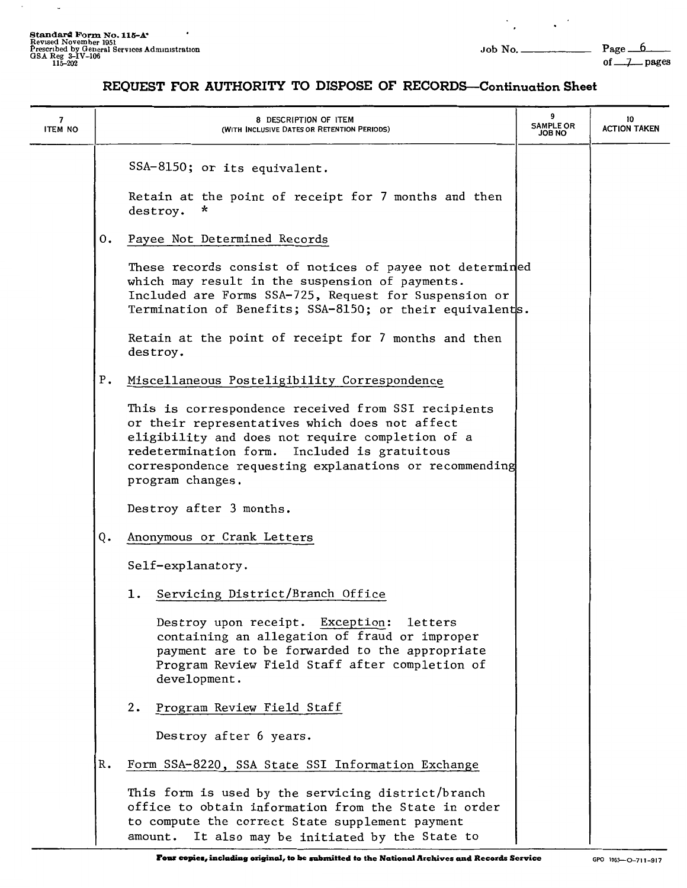## REQUEST FOR AUTHORITY TO DISPOSE OF RECORDS—Continuation Sheet

| 7 ITEM NO | 8 DESCRIPTION OF ITEM (WITH INCLUSIVE DATES OR RETENTION PERIODS) | 9 SAMPLE OR JOB NO | 10 ACTION TAKEN |
|---|---|---|---|

SSA-8150; or its equivalent.

Retain at the point of receipt for 7 months and then destroy. *

O. Payee Not Determined Records

These records consist of notices of payee not determined which may result in the suspension of payments. Included are Forms SSA-725, Request for Suspension or Termination of Benefits; SSA-8150; or their equivalents.

Retain at the point of receipt for 7 months and then destroy.

P. Miscellaneous Posteligibility Correspondence

This is correspondence received from SSI recipients or their representatives which does not affect eligibility and does not require completion of a redetermination form. Included is gratuitous correspondence requesting explanations or recommending program changes.

Destroy after 3 months.

Q. Anonymous or Crank Letters

Self-explanatory.

1. Servicing District/Branch Office

   Destroy upon receipt. Exception: letters containing an allegation of fraud or improper payment are to be forwarded to the appropriate Program Review Field Staff after completion of development.

2. Program Review Field Staff

   Destroy after 6 years.

R. Form SSA-8220, SSA State SSI Information Exchange

This form is used by the servicing district/branch office to obtain information from the State in order to compute the correct State supplement payment amount. It also may be initiated by the State to

Four copies, including original, to be submitted to the National Archives and Records Service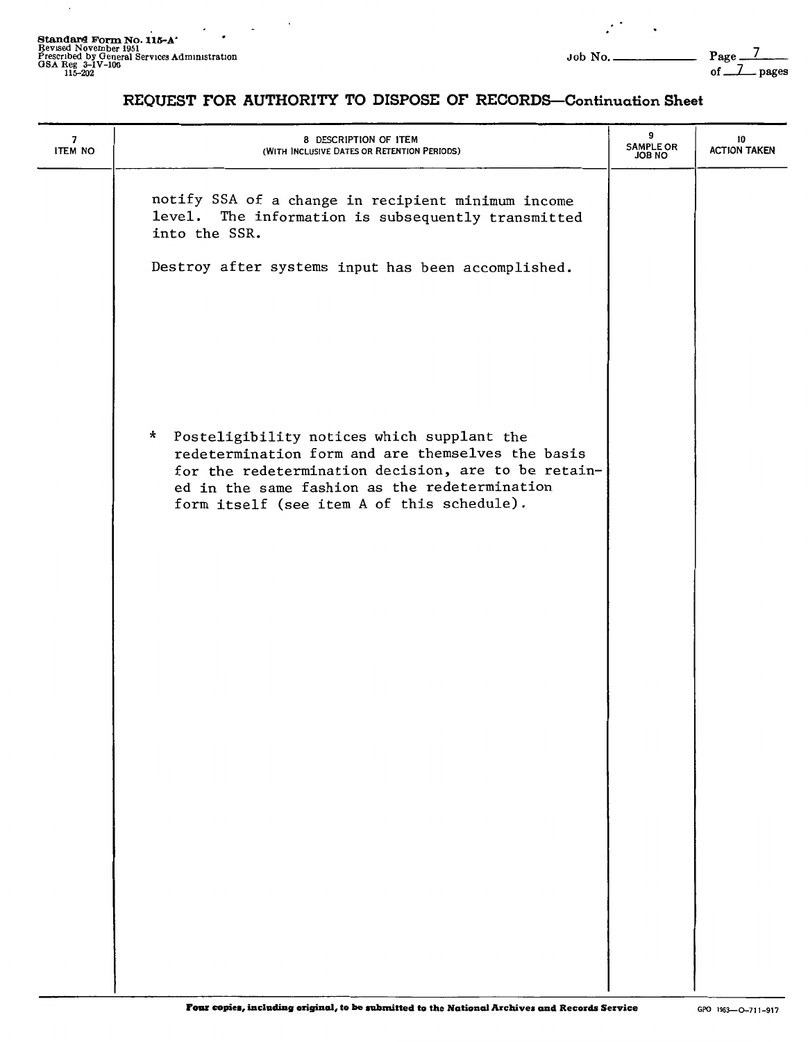# REQUEST FOR AUTHORITY TO DISPOSE OF RECORDS—Continuation Sheet

| 7 ITEM NO | 8 DESCRIPTION OF ITEM (WITH INCLUSIVE DATES OR RETENTION PERIODS) | 9 SAMPLE OR JOB NO | 10 ACTION TAKEN |
|---|---|---|---|
| | notify SSA of a change in recipient minimum income level. The information is subsequently transmitted into the SSR.<br><br>Destroy after systems input has been accomplished.<br><br>* Posteligibility notices which supplant the redetermination form and are themselves the basis for the redetermination decision, are to be retained in the same fashion as the redetermination form itself (see item A of this schedule). | | |

Four copies, including original, to be submitted to the National Archives and Records Service